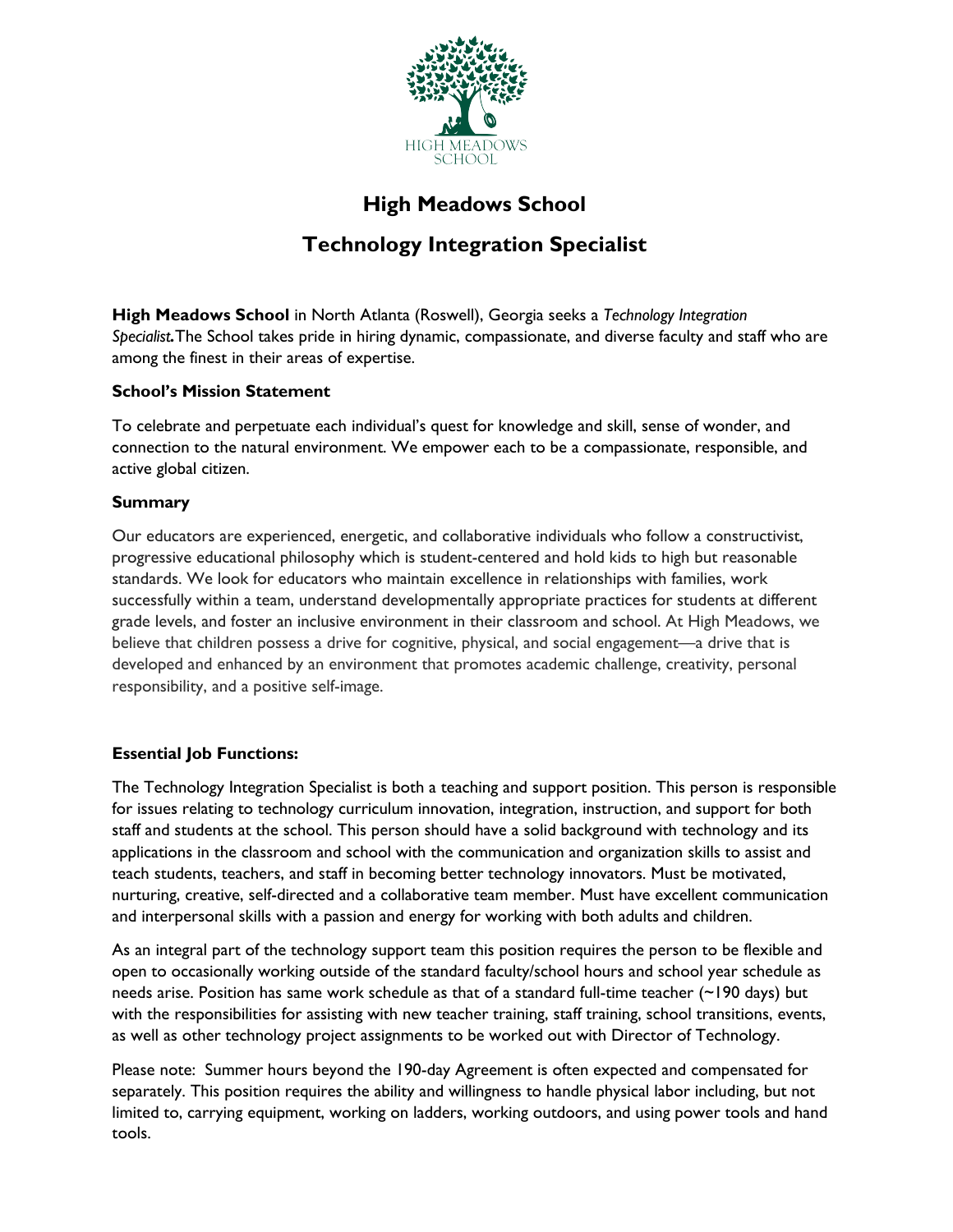# High Meadows School

## Technology Integration Specialist

**High Meadows School** in North Atlanta (Roswell), Georgia seeks a *Technology Integration Specialist.* The School takes pride in hiring dynamic, compassionate, and diverse faculty and staff who are among the finest in their areas of expertise.

### School's Mission Statement

To celebrate and perpetuate each individual's quest for knowledge and skill, sense of wonder, and connection to the natural environment. We empower each to be a compassionate, responsible, and active global citizen.

### Summary

Our educators are experienced, energetic, and collaborative individuals who follow a constructivist, progressive educational philosophy which is student-centered and hold kids to high but reasonable standards. We look for educators who maintain excellence in relationships with families, work successfully within a team, understand developmentally appropriate practices for students at different grade levels, and foster an inclusive environment in their classroom and school. At High Meadows, we believe that children possess a drive for cognitive, physical, and social engagement—a drive that is developed and enhanced by an environment that promotes academic challenge, creativity, personal responsibility, and a positive self-image.

### Essential Job Functions:

The Technology Integration Specialist is both a teaching and support position. This person is responsible for issues relating to technology curriculum innovation, integration, instruction, and support for both staff and students at the school. This person should have a solid background with technology and its applications in the classroom and school with the communication and organization skills to assist and teach students, teachers, and staff in becoming better technology innovators. Must be motivated, nurturing, creative, self-directed and a collaborative team member. Must have excellent communication and interpersonal skills with a passion and energy for working with both adults and children.

As an integral part of the technology support team this position requires the person to be flexible and open to occasionally working outside of the standard faculty/school hours and school year schedule as needs arise. Position has same work schedule as that of a standard full-time teacher (~190 days) but with the responsibilities for assisting with new teacher training, staff training, school transitions, events, as well as other technology project assignments to be worked out with Director of Technology.

Please note: Summer hours beyond the 190-day Agreement is often expected and compensated for separately. This position requires the ability and willingness to handle physical labor including, but not limited to, carrying equipment, working on ladders, working outdoors, and using power tools and hand tools.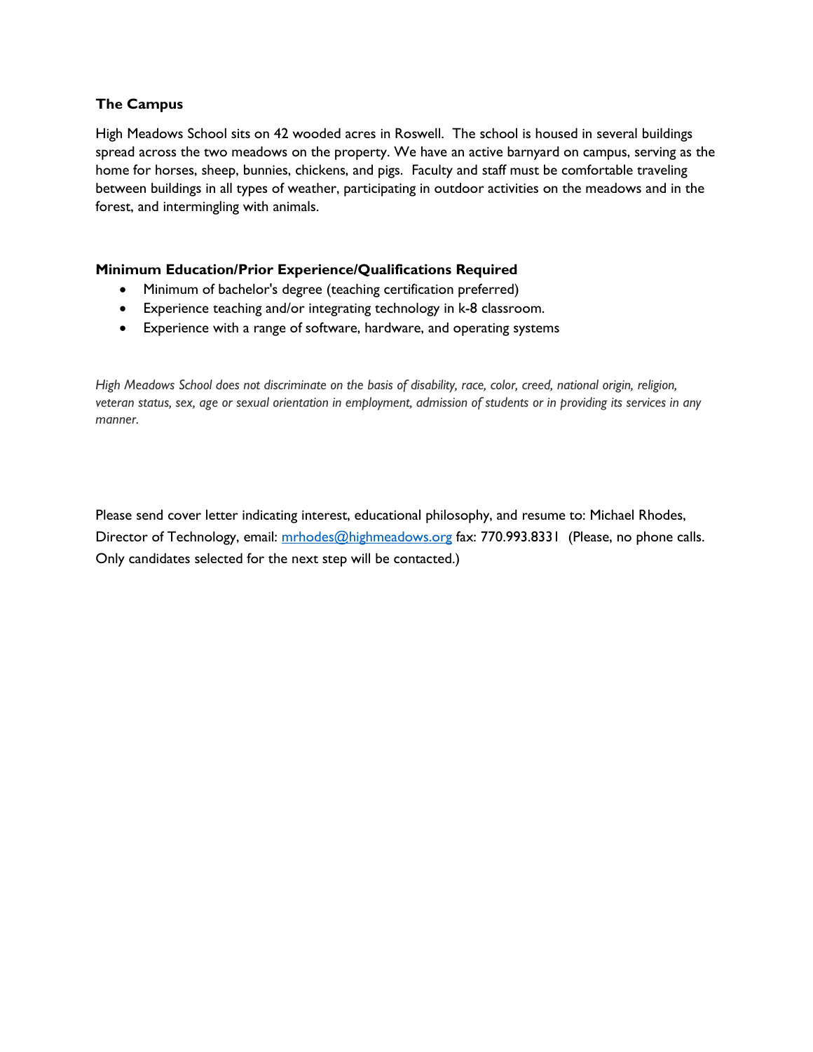### The Campus

High Meadows School sits on 42 wooded acres in Roswell. The school is housed in several buildings spread across the two meadows on the property. We have an active barnyard on campus, serving as the home for horses, sheep, bunnies, chickens, and pigs. Faculty and staff must be comfortable traveling between buildings in all types of weather, participating in outdoor activities on the meadows and in the forest, and intermingling with animals.

### Minimum Education/Prior Experience/Qualifications Required

- Minimum of bachelor's degree (teaching certification preferred)
- Experience teaching and/or integrating technology in k-8 classroom.
- Experience with a range of software, hardware, and operating systems

*High Meadows School does not discriminate on the basis of disability, race, color, creed, national origin, religion, veteran status, sex, age or sexual orientation in employment, admission of students or in providing its services in any manner.*

Please send cover letter indicating interest, educational philosophy, and resume to: Michael Rhodes, Director of Technology, email: [mrhodes@highmeadows.org](mailto:mrhodes@highmeadows.org) fax: 770.993.8331 (Please, no phone calls. Only candidates selected for the next step will be contacted.)